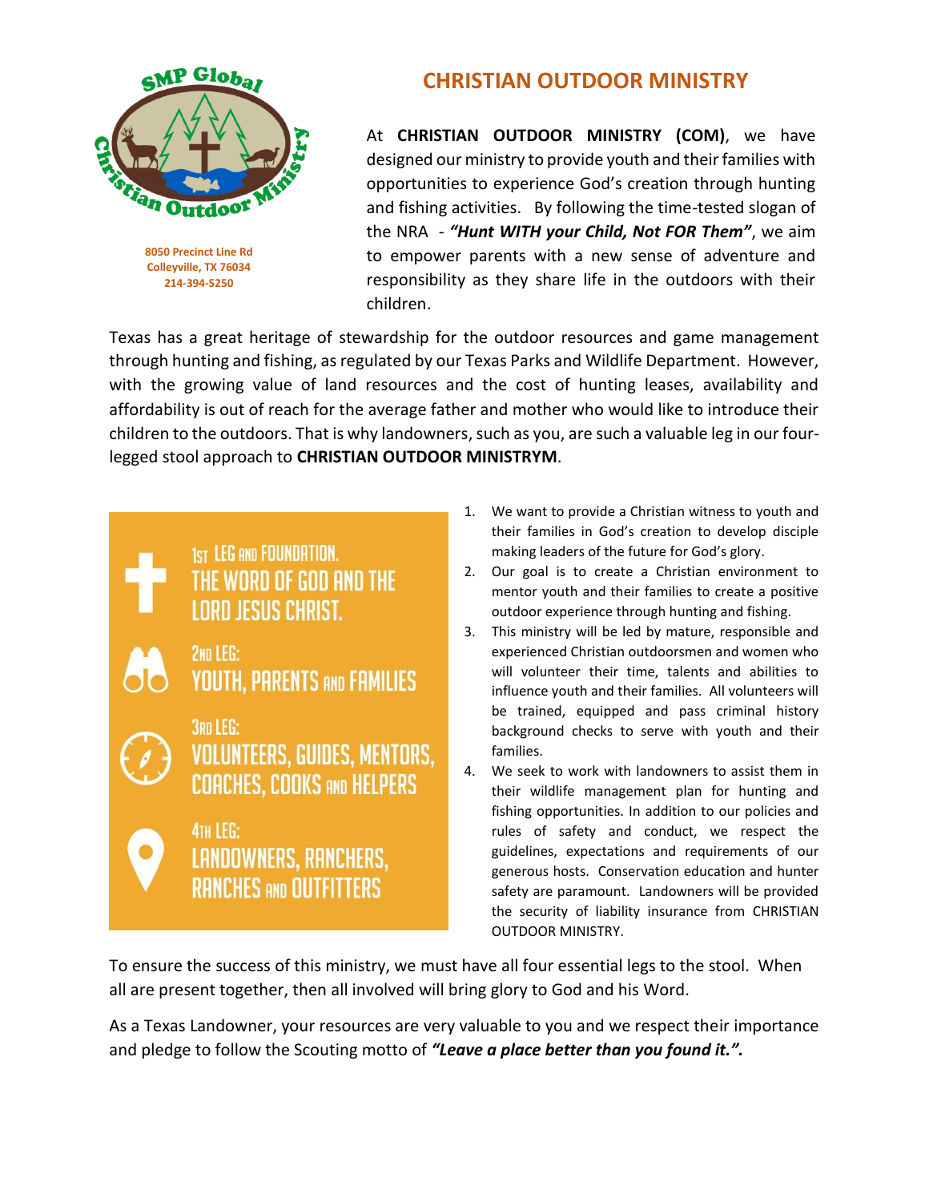SMP Global Christian Outdoor Ministry

**8050 Precinct Line Rd**
**Colleyville, TX 76034**
**214-394-5250**

# CHRISTIAN OUTDOOR MINISTRY

At **CHRISTIAN OUTDOOR MINISTRY (COM)**, we have designed our ministry to provide youth and their families with opportunities to experience God's creation through hunting and fishing activities. By following the time-tested slogan of the NRA - ***"Hunt WITH your Child, Not FOR Them"***, we aim to empower parents with a new sense of adventure and responsibility as they share life in the outdoors with their children.

Texas has a great heritage of stewardship for the outdoor resources and game management through hunting and fishing, as regulated by our Texas Parks and Wildlife Department. However, with the growing value of land resources and the cost of hunting leases, availability and affordability is out of reach for the average father and mother who would like to introduce their children to the outdoors. That is why landowners, such as you, are such a valuable leg in our four-legged stool approach to **CHRISTIAN OUTDOOR MINISTRYM**.

1ST LEG AND FOUNDATION.
THE WORD OF GOD AND THE LORD JESUS CHRIST.

2ND LEG:
YOUTH, PARENTS AND FAMILIES

3RD LEG:
VOLUNTEERS, GUIDES, MENTORS, COACHES, COOKS AND HELPERS

4TH LEG:
LANDOWNERS, RANCHERS, RANCHES AND OUTFITTERS

1. We want to provide a Christian witness to youth and their families in God's creation to develop disciple making leaders of the future for God's glory.
2. Our goal is to create a Christian environment to mentor youth and their families to create a positive outdoor experience through hunting and fishing.
3. This ministry will be led by mature, responsible and experienced Christian outdoorsmen and women who will volunteer their time, talents and abilities to influence youth and their families. All volunteers will be trained, equipped and pass criminal history background checks to serve with youth and their families.
4. We seek to work with landowners to assist them in their wildlife management plan for hunting and fishing opportunities. In addition to our policies and rules of safety and conduct, we respect the guidelines, expectations and requirements of our generous hosts. Conservation education and hunter safety are paramount. Landowners will be provided the security of liability insurance from CHRISTIAN OUTDOOR MINISTRY.

To ensure the success of this ministry, we must have all four essential legs to the stool. When all are present together, then all involved will bring glory to God and his Word.

As a Texas Landowner, your resources are very valuable to you and we respect their importance and pledge to follow the Scouting motto of ***"Leave a place better than you found it.".***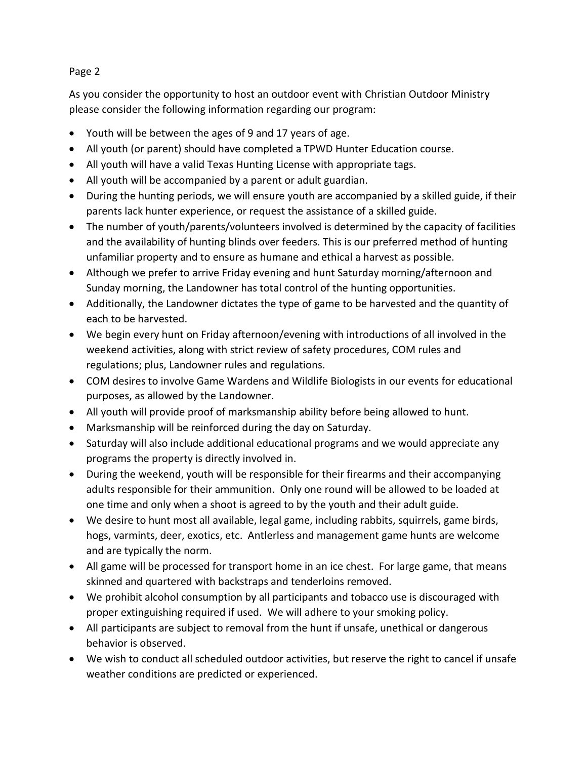As you consider the opportunity to host an outdoor event with Christian Outdoor Ministry please consider the following information regarding our program:

- Youth will be between the ages of 9 and 17 years of age.
- All youth (or parent) should have completed a TPWD Hunter Education course.
- All youth will have a valid Texas Hunting License with appropriate tags.
- All youth will be accompanied by a parent or adult guardian.
- During the hunting periods, we will ensure youth are accompanied by a skilled guide, if their parents lack hunter experience, or request the assistance of a skilled guide.
- The number of youth/parents/volunteers involved is determined by the capacity of facilities and the availability of hunting blinds over feeders. This is our preferred method of hunting unfamiliar property and to ensure as humane and ethical a harvest as possible.
- Although we prefer to arrive Friday evening and hunt Saturday morning/afternoon and Sunday morning, the Landowner has total control of the hunting opportunities.
- Additionally, the Landowner dictates the type of game to be harvested and the quantity of each to be harvested.
- We begin every hunt on Friday afternoon/evening with introductions of all involved in the weekend activities, along with strict review of safety procedures, COM rules and regulations; plus, Landowner rules and regulations.
- COM desires to involve Game Wardens and Wildlife Biologists in our events for educational purposes, as allowed by the Landowner.
- All youth will provide proof of marksmanship ability before being allowed to hunt.
- Marksmanship will be reinforced during the day on Saturday.
- Saturday will also include additional educational programs and we would appreciate any programs the property is directly involved in.
- During the weekend, youth will be responsible for their firearms and their accompanying adults responsible for their ammunition. Only one round will be allowed to be loaded at one time and only when a shoot is agreed to by the youth and their adult guide.
- We desire to hunt most all available, legal game, including rabbits, squirrels, game birds, hogs, varmints, deer, exotics, etc. Antlerless and management game hunts are welcome and are typically the norm.
- All game will be processed for transport home in an ice chest. For large game, that means skinned and quartered with backstraps and tenderloins removed.
- We prohibit alcohol consumption by all participants and tobacco use is discouraged with proper extinguishing required if used. We will adhere to your smoking policy.
- All participants are subject to removal from the hunt if unsafe, unethical or dangerous behavior is observed.
- We wish to conduct all scheduled outdoor activities, but reserve the right to cancel if unsafe weather conditions are predicted or experienced.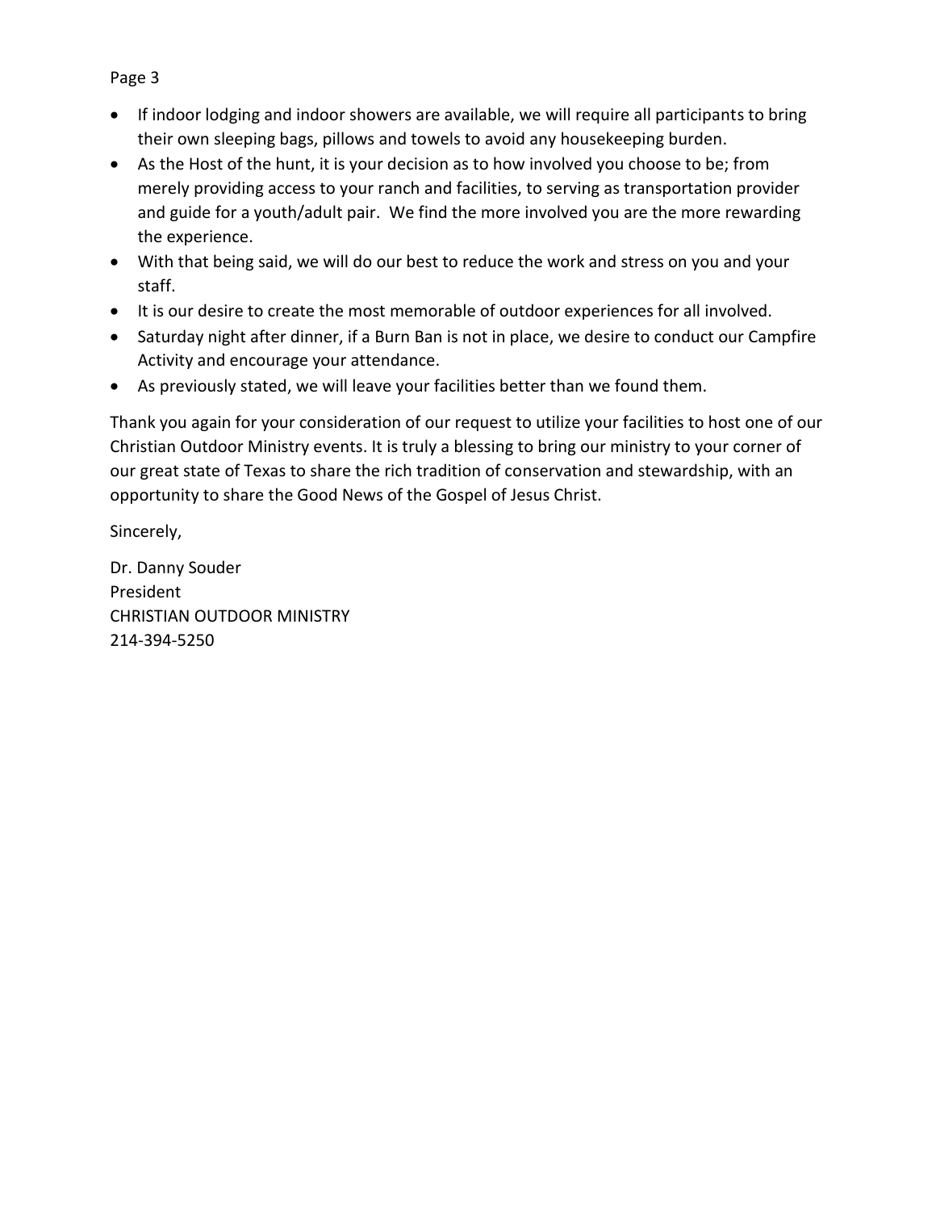- If indoor lodging and indoor showers are available, we will require all participants to bring their own sleeping bags, pillows and towels to avoid any housekeeping burden.
- As the Host of the hunt, it is your decision as to how involved you choose to be; from merely providing access to your ranch and facilities, to serving as transportation provider and guide for a youth/adult pair. We find the more involved you are the more rewarding the experience.
- With that being said, we will do our best to reduce the work and stress on you and your staff.
- It is our desire to create the most memorable of outdoor experiences for all involved.
- Saturday night after dinner, if a Burn Ban is not in place, we desire to conduct our Campfire Activity and encourage your attendance.
- As previously stated, we will leave your facilities better than we found them.

Thank you again for your consideration of our request to utilize your facilities to host one of our Christian Outdoor Ministry events. It is truly a blessing to bring our ministry to your corner of our great state of Texas to share the rich tradition of conservation and stewardship, with an opportunity to share the Good News of the Gospel of Jesus Christ.

Sincerely,

Dr. Danny Souder  
President  
CHRISTIAN OUTDOOR MINISTRY  
214-394-5250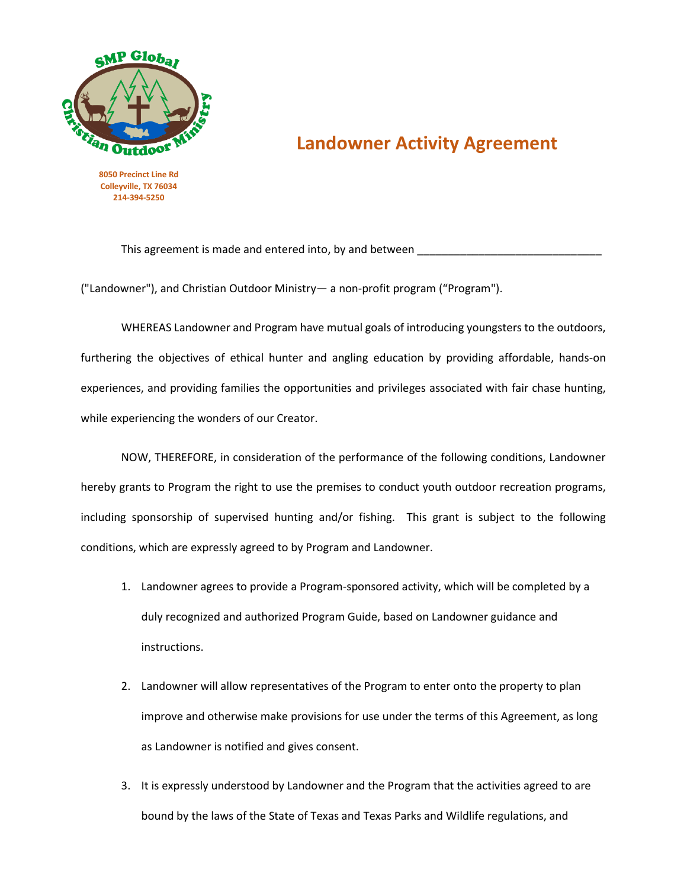8050 Precinct Line Rd
Colleyville, TX 76034
214-394-5250

# Landowner Activity Agreement

This agreement is made and entered into, by and between ______________________________ ("Landowner"), and Christian Outdoor Ministry— a non-profit program ("Program").

WHEREAS Landowner and Program have mutual goals of introducing youngsters to the outdoors, furthering the objectives of ethical hunter and angling education by providing affordable, hands-on experiences, and providing families the opportunities and privileges associated with fair chase hunting, while experiencing the wonders of our Creator.

NOW, THEREFORE, in consideration of the performance of the following conditions, Landowner hereby grants to Program the right to use the premises to conduct youth outdoor recreation programs, including sponsorship of supervised hunting and/or fishing. This grant is subject to the following conditions, which are expressly agreed to by Program and Landowner.

1. Landowner agrees to provide a Program-sponsored activity, which will be completed by a duly recognized and authorized Program Guide, based on Landowner guidance and instructions.
2. Landowner will allow representatives of the Program to enter onto the property to plan improve and otherwise make provisions for use under the terms of this Agreement, as long as Landowner is notified and gives consent.
3. It is expressly understood by Landowner and the Program that the activities agreed to are bound by the laws of the State of Texas and Texas Parks and Wildlife regulations, and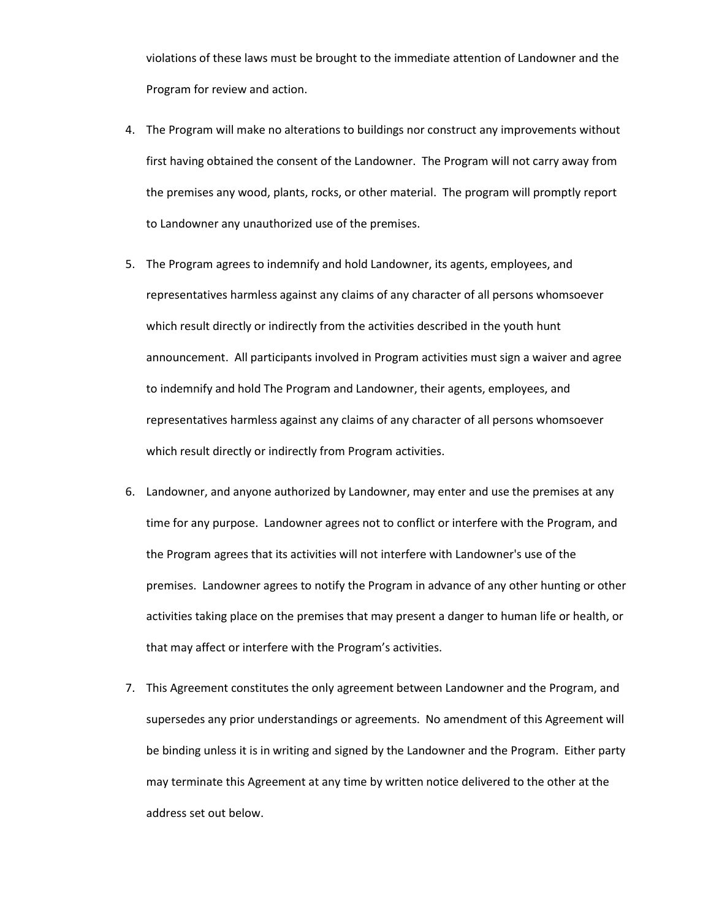violations of these laws must be brought to the immediate attention of Landowner and the Program for review and action.

4. The Program will make no alterations to buildings nor construct any improvements without first having obtained the consent of the Landowner. The Program will not carry away from the premises any wood, plants, rocks, or other material. The program will promptly report to Landowner any unauthorized use of the premises.

5. The Program agrees to indemnify and hold Landowner, its agents, employees, and representatives harmless against any claims of any character of all persons whomsoever which result directly or indirectly from the activities described in the youth hunt announcement. All participants involved in Program activities must sign a waiver and agree to indemnify and hold The Program and Landowner, their agents, employees, and representatives harmless against any claims of any character of all persons whomsoever which result directly or indirectly from Program activities.

6. Landowner, and anyone authorized by Landowner, may enter and use the premises at any time for any purpose. Landowner agrees not to conflict or interfere with the Program, and the Program agrees that its activities will not interfere with Landowner's use of the premises. Landowner agrees to notify the Program in advance of any other hunting or other activities taking place on the premises that may present a danger to human life or health, or that may affect or interfere with the Program's activities.

7. This Agreement constitutes the only agreement between Landowner and the Program, and supersedes any prior understandings or agreements. No amendment of this Agreement will be binding unless it is in writing and signed by the Landowner and the Program. Either party may terminate this Agreement at any time by written notice delivered to the other at the address set out below.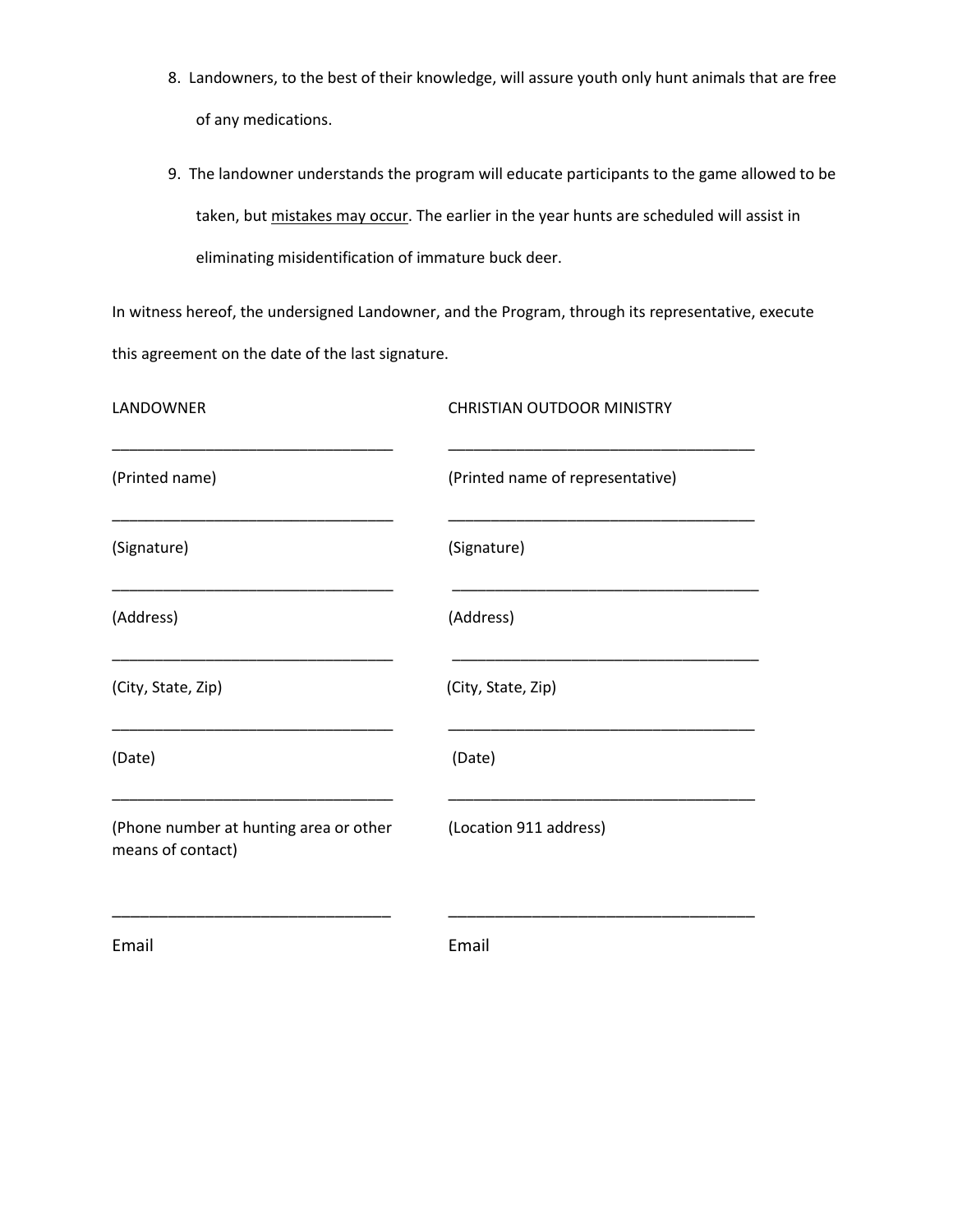8. Landowners, to the best of their knowledge, will assure youth only hunt animals that are free of any medications.

9. The landowner understands the program will educate participants to the game allowed to be taken, but <u>mistakes may occur</u>. The earlier in the year hunts are scheduled will assist in eliminating misidentification of immature buck deer.

In witness hereof, the undersigned Landowner, and the Program, through its representative, execute this agreement on the date of the last signature.

| LANDOWNER | CHRISTIAN OUTDOOR MINISTRY |
|---|---|
| _________________________________ | ____________________________________ |
| (Printed name) | (Printed name of representative) |
| _________________________________ | ____________________________________ |
| (Signature) | (Signature) |
| _________________________________ | ____________________________________ |
| (Address) | (Address) |
| _________________________________ | ____________________________________ |
| (City, State, Zip) | (City, State, Zip) |
| _________________________________ | ____________________________________ |
| (Date) | (Date) |
| _________________________________ | ____________________________________ |
| (Phone number at hunting area or other means of contact) | (Location 911 address) |
| _________________________________ | ____________________________________ |
| Email | Email |